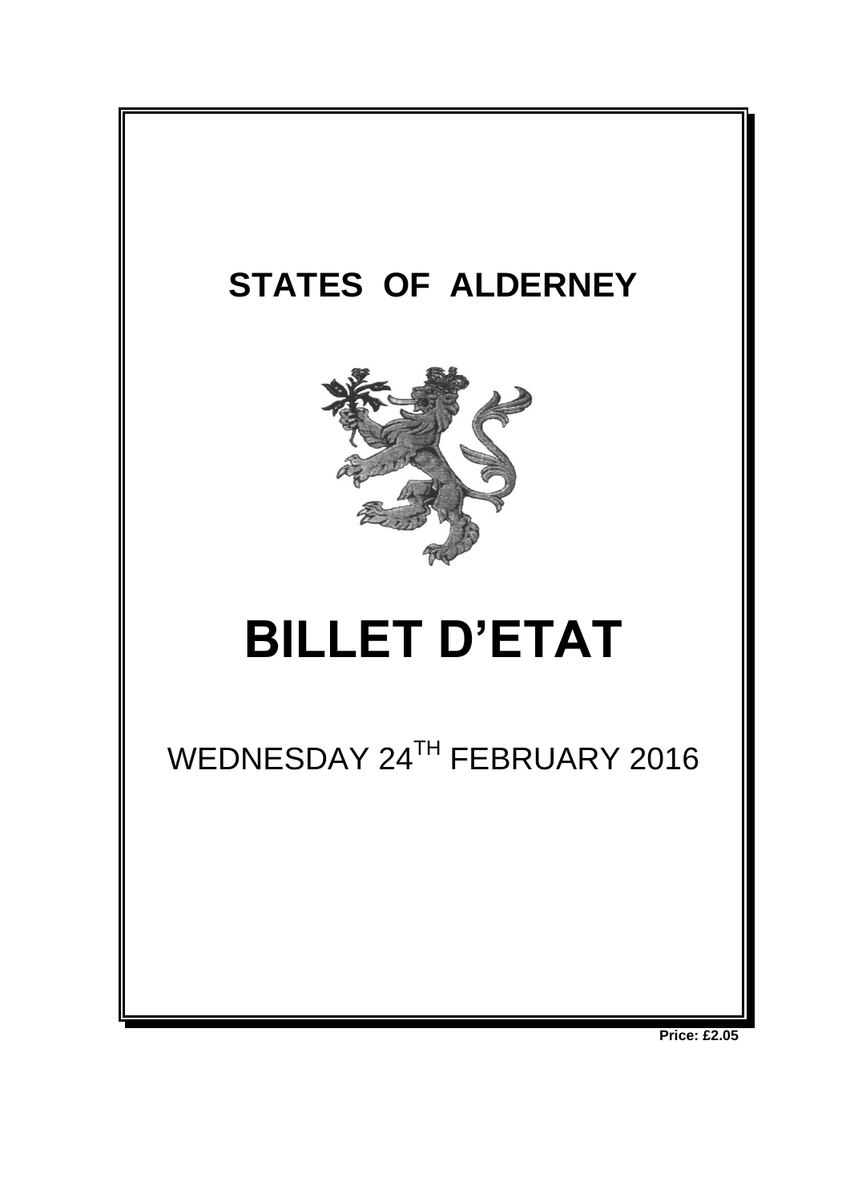# STATES OF ALDERNEY

# BILLET D'ETAT

WEDNESDAY 24$^{TH}$ FEBRUARY 2016

**Price: £2.05**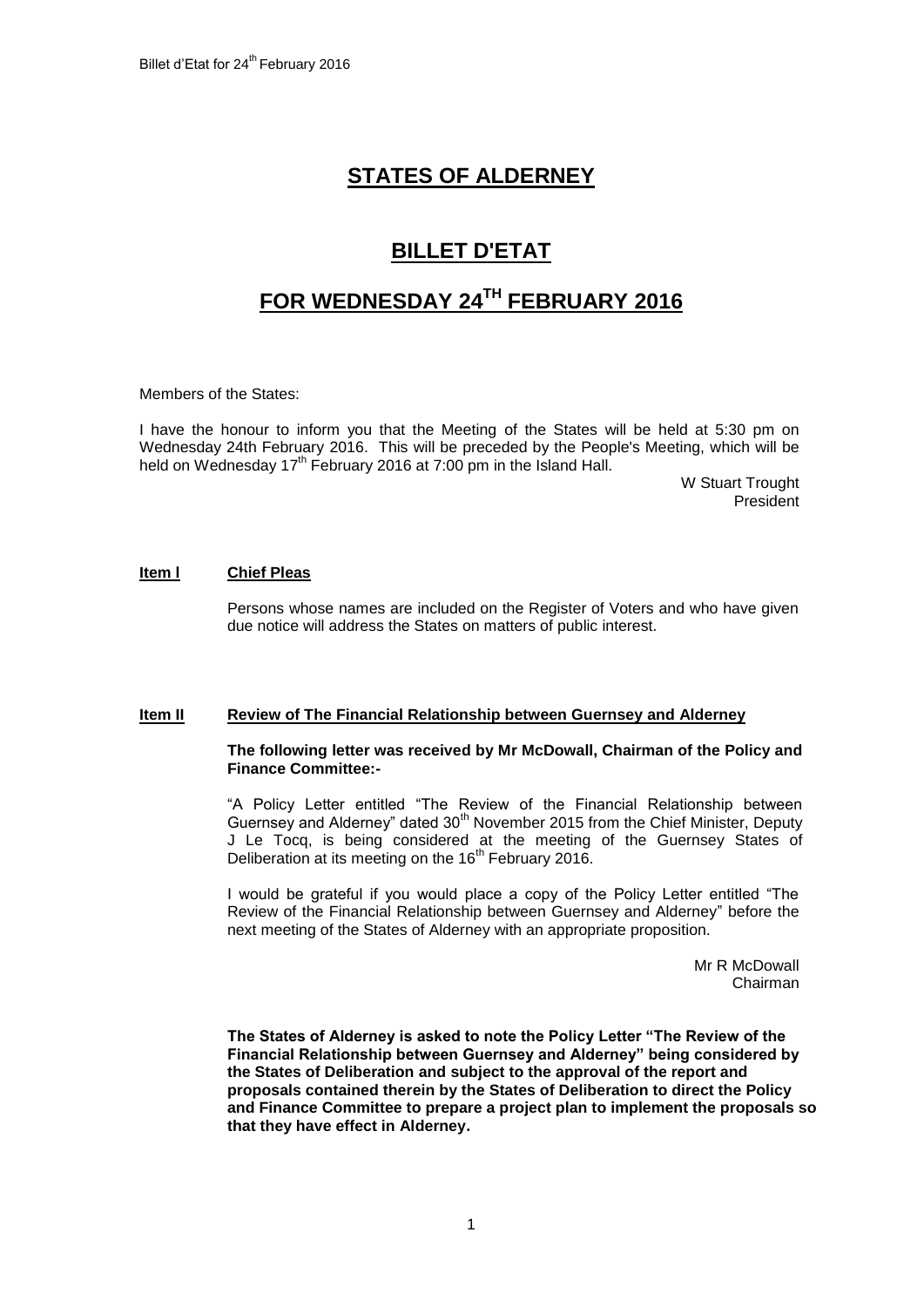# STATES OF ALDERNEY

## BILLET D'ETAT

## FOR WEDNESDAY 24TH FEBRUARY 2016

Members of the States:

I have the honour to inform you that the Meeting of the States will be held at 5:30 pm on Wednesday 24th February 2016. This will be preceded by the People's Meeting, which will be held on Wednesday 17th February 2016 at 7:00 pm in the Island Hall.

W Stuart Trought  
President

**Item l** **Chief Pleas**

Persons whose names are included on the Register of Voters and who have given due notice will address the States on matters of public interest.

**Item II** **Review of The Financial Relationship between Guernsey and Alderney**

**The following letter was received by Mr McDowall, Chairman of the Policy and Finance Committee:-**

"A Policy Letter entitled "The Review of the Financial Relationship between Guernsey and Alderney" dated 30th November 2015 from the Chief Minister, Deputy J Le Tocq, is being considered at the meeting of the Guernsey States of Deliberation at its meeting on the 16th February 2016.

I would be grateful if you would place a copy of the Policy Letter entitled "The Review of the Financial Relationship between Guernsey and Alderney" before the next meeting of the States of Alderney with an appropriate proposition.

Mr R McDowall  
Chairman

**The States of Alderney is asked to note the Policy Letter "The Review of the Financial Relationship between Guernsey and Alderney" being considered by the States of Deliberation and subject to the approval of the report and proposals contained therein by the States of Deliberation to direct the Policy and Finance Committee to prepare a project plan to implement the proposals so that they have effect in Alderney.**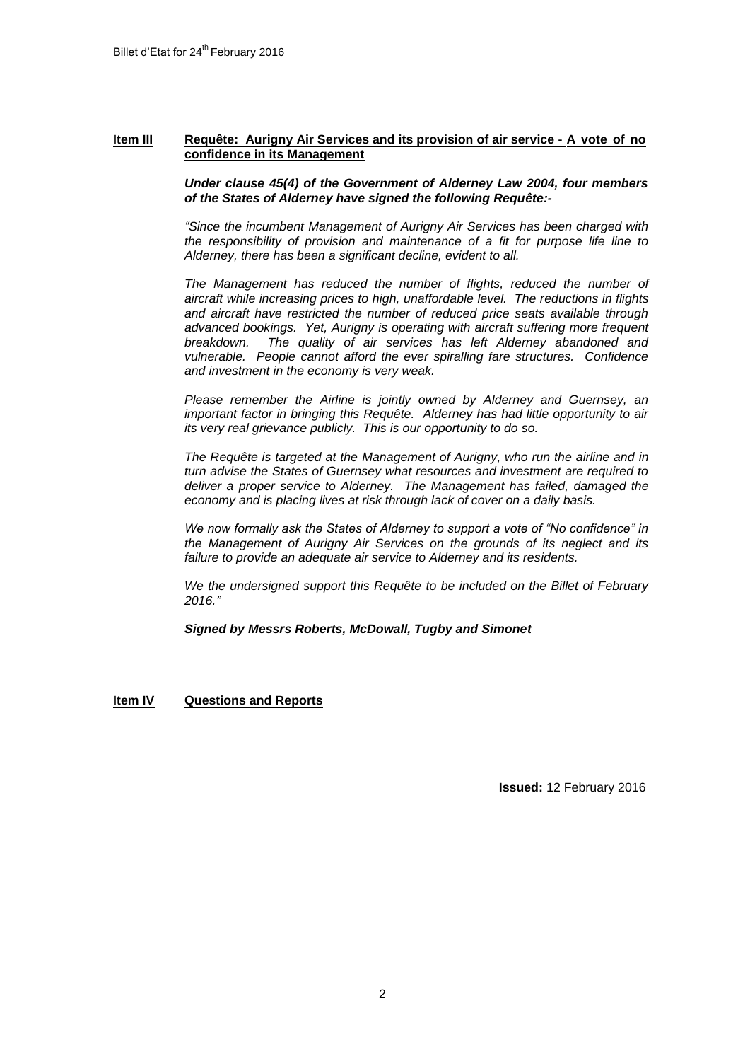**Item III** **Requête: Aurigny Air Services and its provision of air service - A vote of no confidence in its Management**

***Under clause 45(4) of the Government of Alderney Law 2004, four members of the States of Alderney have signed the following Requête:-***

*"Since the incumbent Management of Aurigny Air Services has been charged with the responsibility of provision and maintenance of a fit for purpose life line to Alderney, there has been a significant decline, evident to all.*

*The Management has reduced the number of flights, reduced the number of aircraft while increasing prices to high, unaffordable level. The reductions in flights and aircraft have restricted the number of reduced price seats available through advanced bookings. Yet, Aurigny is operating with aircraft suffering more frequent breakdown. The quality of air services has left Alderney abandoned and vulnerable. People cannot afford the ever spiralling fare structures. Confidence and investment in the economy is very weak.*

*Please remember the Airline is jointly owned by Alderney and Guernsey, an important factor in bringing this Requête. Alderney has had little opportunity to air its very real grievance publicly. This is our opportunity to do so.*

*The Requête is targeted at the Management of Aurigny, who run the airline and in turn advise the States of Guernsey what resources and investment are required to deliver a proper service to Alderney. The Management has failed, damaged the economy and is placing lives at risk through lack of cover on a daily basis.*

*We now formally ask the States of Alderney to support a vote of "No confidence" in the Management of Aurigny Air Services on the grounds of its neglect and its failure to provide an adequate air service to Alderney and its residents.*

*We the undersigned support this Requête to be included on the Billet of February 2016."*

***Signed by Messrs Roberts, McDowall, Tugby and Simonet***

**Item IV** **Questions and Reports**

**Issued:** 12 February 2016